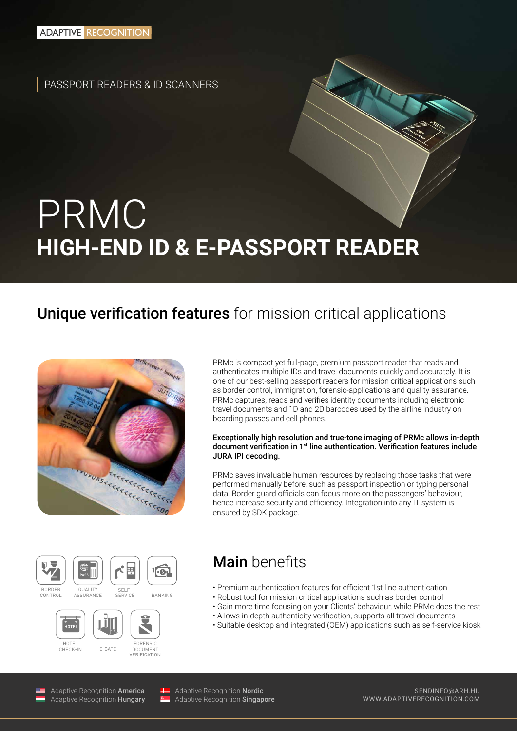ADAPTIVE RECOGNITION

PASSPORT READERS & ID SCANNERS

# PRMC
## HIGH-END ID & E-PASSPORT READER

## **Unique verification features** for mission critical applications

PRMc is compact yet full-page, premium passport reader that reads and authenticates multiple IDs and travel documents quickly and accurately. It is one of our best-selling passport readers for mission critical applications such as border control, immigration, forensic-applications and quality assurance. PRMc captures, reads and verifies identity documents including electronic travel documents and 1D and 2D barcodes used by the airline industry on boarding passes and cell phones.

**Exceptionally high resolution and true-tone imaging of PRMc allows in-depth document verification in 1st line authentication. Verification features include JURA IPI decoding.**

PRMc saves invaluable human resources by replacing those tasks that were performed manually before, such as passport inspection or typing personal data. Border guard officials can focus more on the passengers' behaviour, hence increase security and efficiency. Integration into any IT system is ensured by SDK package.

BORDER CONTROL

QUALITY ASSURANCE

SELF-SERVICE

BANKING

HOTEL CHECK-IN

E-GATE

FORENSIC DOCUMENT VERIFICATION

## **Main** benefits

- Premium authentication features for efficient 1st line authentication
- Robust tool for mission critical applications such as border control
- Gain more time focusing on your Clients' behaviour, while PRMc does the rest
- Allows in-depth authenticity verification, supports all travel documents
- Suitable desktop and integrated (OEM) applications such as self-service kiosk

Adaptive Recognition **America**
Adaptive Recognition **Hungary**
Adaptive Recognition **Nordic**
Adaptive Recognition **Singapore**

SENDINFO@ARH.HU
WWW.ADAPTIVERECOGNITION.COM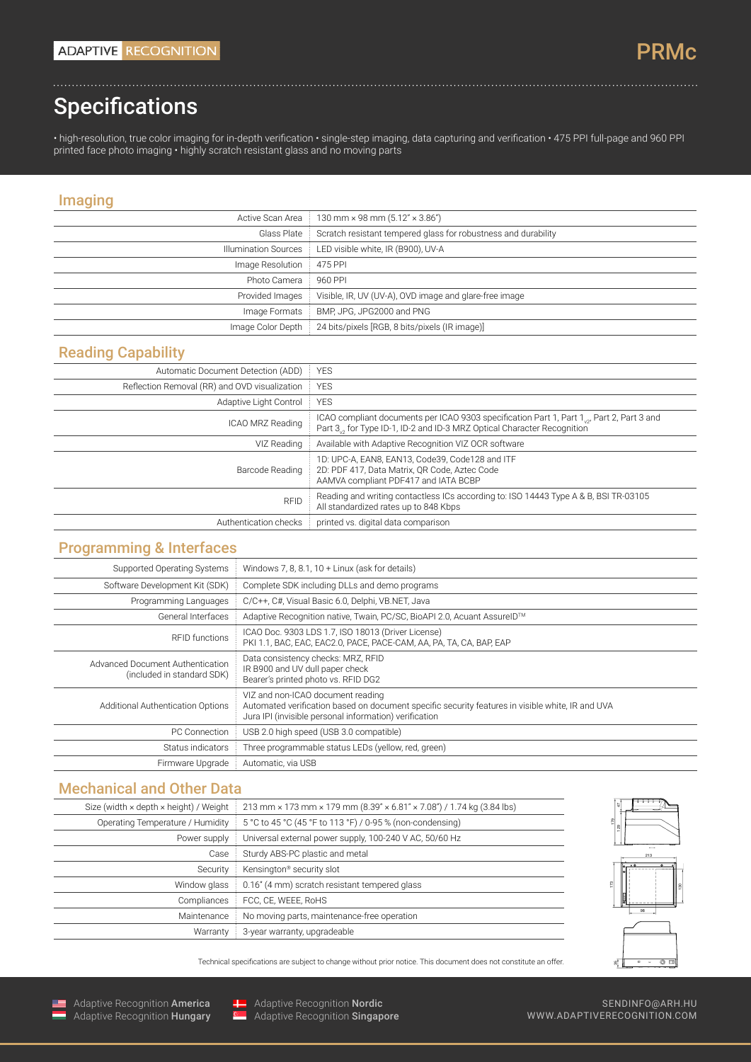ADAPTIVE RECOGNITION

PRMc

# Specifications

• high-resolution, true color imaging for in-depth verification • single-step imaging, data capturing and verification • 475 PPI full-page and 960 PPI printed face photo imaging • highly scratch resistant glass and no moving parts

## Imaging

| | |
|---|---|
| Active Scan Area | 130 mm × 98 mm (5.12" × 3.86") |
| Glass Plate | Scratch resistant tempered glass for robustness and durability |
| Illumination Sources | LED visible white, IR (B900), UV-A |
| Image Resolution | 475 PPI |
| Photo Camera | 960 PPI |
| Provided Images | Visible, IR, UV (UV-A), OVD image and glare-free image |
| Image Formats | BMP, JPG, JPG2000 and PNG |
| Image Color Depth | 24 bits/pixels [RGB, 8 bits/pixels (IR image)] |

## Reading Capability

| | |
|---|---|
| Automatic Document Detection (ADD) | YES |
| Reflection Removal (RR) and OVD visualization | YES |
| Adaptive Light Control | YES |
| ICAO MRZ Reading | ICAO compliant documents per ICAO 9303 specification Part 1, Part $1_{v2}$, Part 2, Part 3 and Part $3_{v2}$ for Type ID-1, ID-2 and ID-3 MRZ Optical Character Recognition |
| VIZ Reading | Available with Adaptive Recognition VIZ OCR software |
| Barcode Reading | 1D: UPC-A, EAN8, EAN13, Code39, Code128 and ITF<br>2D: PDF 417, Data Matrix, QR Code, Aztec Code<br>AAMVA compliant PDF417 and IATA BCBP |
| RFID | Reading and writing contactless ICs according to: ISO 14443 Type A & B, BSI TR-03105<br>All standardized rates up to 848 Kbps |
| Authentication checks | printed vs. digital data comparison |

## Programming & Interfaces

| | |
|---|---|
| Supported Operating Systems | Windows 7, 8, 8.1, 10 + Linux (ask for details) |
| Software Development Kit (SDK) | Complete SDK including DLLs and demo programs |
| Programming Languages | C/C++, C#, Visual Basic 6.0, Delphi, VB.NET, Java |
| General Interfaces | Adaptive Recognition native, Twain, PC/SC, BioAPI 2.0, Acuant AssureID™ |
| RFID functions | ICAO Doc. 9303 LDS 1.7, ISO 18013 (Driver License)<br>PKI 1.1, BAC, EAC, EAC2.0, PACE, PACE-CAM, AA, PA, TA, CA, BAP, EAP |
| Advanced Document Authentication (included in standard SDK) | Data consistency checks: MRZ, RFID<br>IR B900 and UV dull paper check<br>Bearer's printed photo vs. RFID DG2 |
| Additional Authentication Options | VIZ and non-ICAO document reading<br>Automated verification based on document specific security features in visible white, IR and UVA<br>Jura IPI (invisible personal information) verification |
| PC Connection | USB 2.0 high speed (USB 3.0 compatible) |
| Status indicators | Three programmable status LEDs (yellow, red, green) |
| Firmware Upgrade | Automatic, via USB |

## Mechanical and Other Data

| | |
|---|---|
| Size (width × depth × height) / Weight | 213 mm × 173 mm × 179 mm (8.39" × 6.81" × 7.08") / 1.74 kg (3.84 lbs) |
| Operating Temperature / Humidity | 5 °C to 45 °C (45 °F to 113 °F) / 0-95 % (non-condensing) |
| Power supply | Universal external power supply, 100-240 V AC, 50/60 Hz |
| Case | Sturdy ABS-PC plastic and metal |
| Security | Kensington® security slot |
| Window glass | 0.16" (4 mm) scratch resistant tempered glass |
| Compliances | FCC, CE, WEEE, RoHS |
| Maintenance | No moving parts, maintenance-free operation |
| Warranty | 3-year warranty, upgradeable |

Technical specifications are subject to change without prior notice. This document does not constitute an offer.

Adaptive Recognition **America**
Adaptive Recognition **Hungary**
Adaptive Recognition **Nordic**
Adaptive Recognition **Singapore**

SENDINFO@ARH.HU
WWW.ADAPTIVERECOGNITION.COM